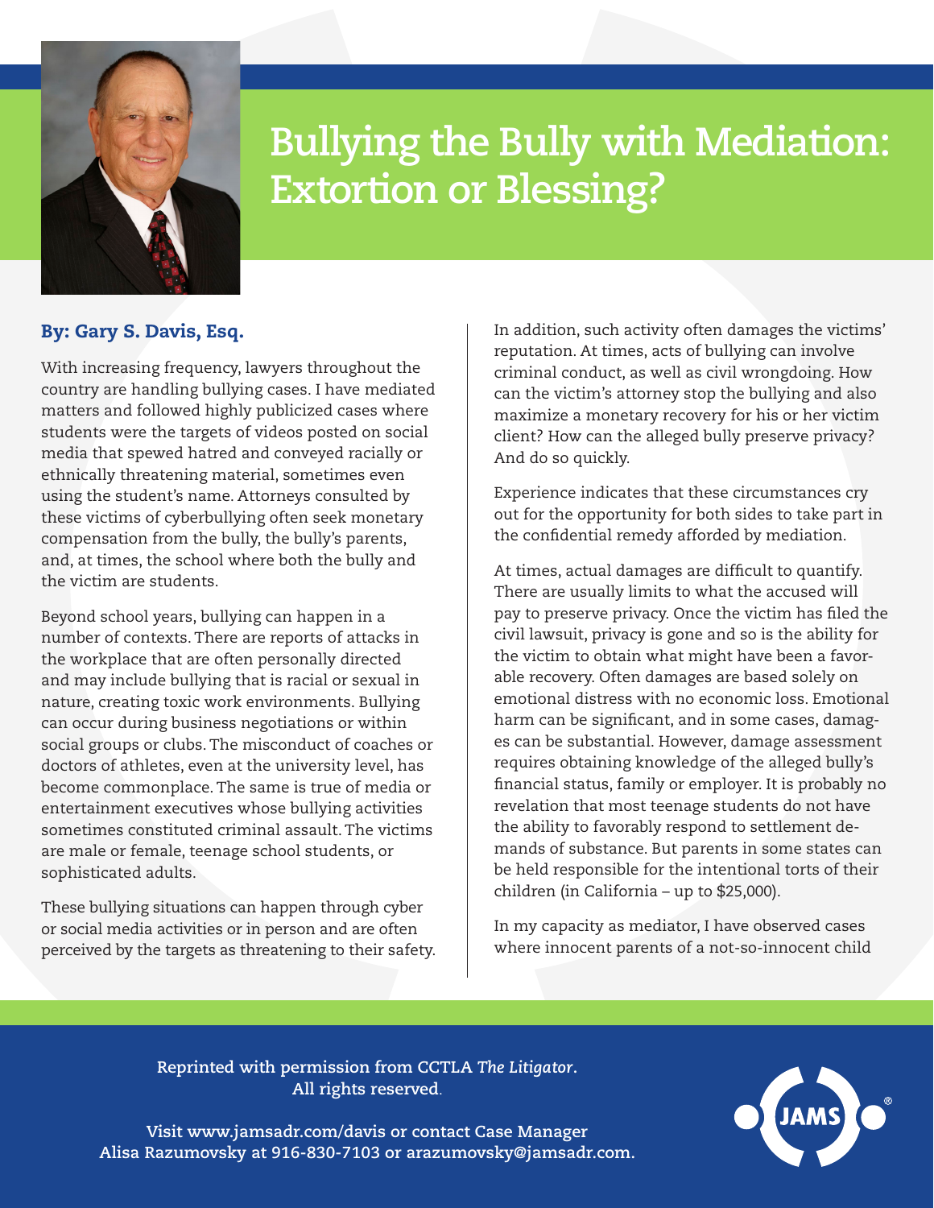# Bullying the Bully with Mediation: Extortion or Blessing?

**By: Gary S. Davis, Esq.**

With increasing frequency, lawyers throughout the country are handling bullying cases. I have mediated matters and followed highly publicized cases where students were the targets of videos posted on social media that spewed hatred and conveyed racially or ethnically threatening material, sometimes even using the student's name. Attorneys consulted by these victims of cyberbullying often seek monetary compensation from the bully, the bully's parents, and, at times, the school where both the bully and the victim are students.

Beyond school years, bullying can happen in a number of contexts. There are reports of attacks in the workplace that are often personally directed and may include bullying that is racial or sexual in nature, creating toxic work environments. Bullying can occur during business negotiations or within social groups or clubs. The misconduct of coaches or doctors of athletes, even at the university level, has become commonplace. The same is true of media or entertainment executives whose bullying activities sometimes constituted criminal assault. The victims are male or female, teenage school students, or sophisticated adults.

These bullying situations can happen through cyber or social media activities or in person and are often perceived by the targets as threatening to their safety. In addition, such activity often damages the victims' reputation. At times, acts of bullying can involve criminal conduct, as well as civil wrongdoing. How can the victim's attorney stop the bullying and also maximize a monetary recovery for his or her victim client? How can the alleged bully preserve privacy? And do so quickly.

Experience indicates that these circumstances cry out for the opportunity for both sides to take part in the confidential remedy afforded by mediation.

At times, actual damages are difficult to quantify. There are usually limits to what the accused will pay to preserve privacy. Once the victim has filed the civil lawsuit, privacy is gone and so is the ability for the victim to obtain what might have been a favorable recovery. Often damages are based solely on emotional distress with no economic loss. Emotional harm can be significant, and in some cases, damages can be substantial. However, damage assessment requires obtaining knowledge of the alleged bully's financial status, family or employer. It is probably no revelation that most teenage students do not have the ability to favorably respond to settlement demands of substance. But parents in some states can be held responsible for the intentional torts of their children (in California – up to $25,000).

In my capacity as mediator, I have observed cases where innocent parents of a not-so-innocent child

Reprinted with permission from CCTLA *The Litigator*. All rights reserved.

Visit www.jamsadr.com/davis or contact Case Manager Alisa Razumovsky at 916-830-7103 or arazumovsky@jamsadr.com.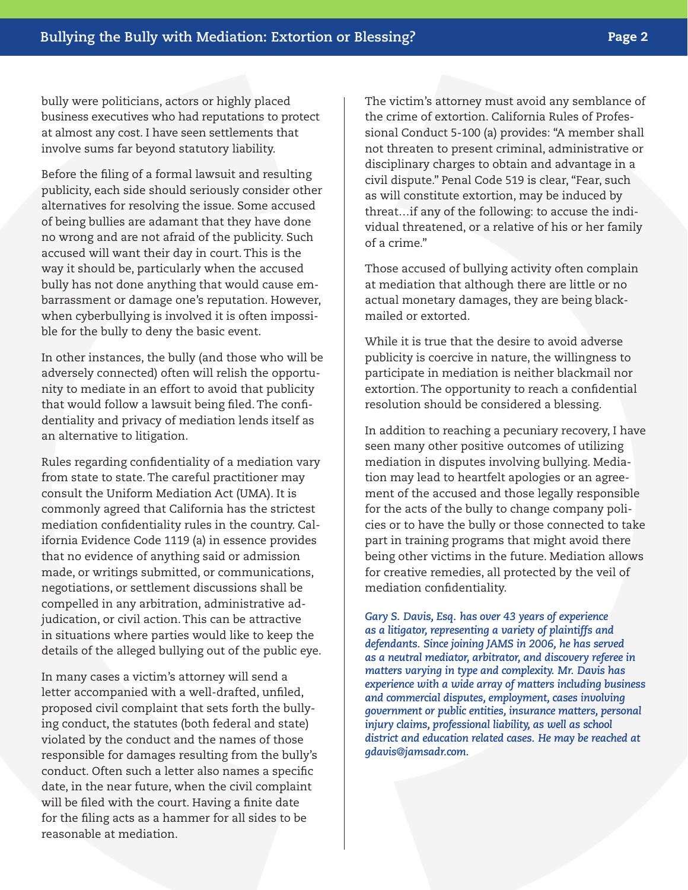bully were politicians, actors or highly placed business executives who had reputations to protect at almost any cost. I have seen settlements that involve sums far beyond statutory liability.

Before the filing of a formal lawsuit and resulting publicity, each side should seriously consider other alternatives for resolving the issue. Some accused of being bullies are adamant that they have done no wrong and are not afraid of the publicity. Such accused will want their day in court. This is the way it should be, particularly when the accused bully has not done anything that would cause embarrassment or damage one's reputation. However, when cyberbullying is involved it is often impossible for the bully to deny the basic event.

In other instances, the bully (and those who will be adversely connected) often will relish the opportunity to mediate in an effort to avoid that publicity that would follow a lawsuit being filed. The confidentiality and privacy of mediation lends itself as an alternative to litigation.

Rules regarding confidentiality of a mediation vary from state to state. The careful practitioner may consult the Uniform Mediation Act (UMA). It is commonly agreed that California has the strictest mediation confidentiality rules in the country. California Evidence Code 1119 (a) in essence provides that no evidence of anything said or admission made, or writings submitted, or communications, negotiations, or settlement discussions shall be compelled in any arbitration, administrative adjudication, or civil action. This can be attractive in situations where parties would like to keep the details of the alleged bullying out of the public eye.

In many cases a victim's attorney will send a letter accompanied with a well-drafted, unfiled, proposed civil complaint that sets forth the bullying conduct, the statutes (both federal and state) violated by the conduct and the names of those responsible for damages resulting from the bully's conduct. Often such a letter also names a specific date, in the near future, when the civil complaint will be filed with the court. Having a finite date for the filing acts as a hammer for all sides to be reasonable at mediation.

The victim's attorney must avoid any semblance of the crime of extortion. California Rules of Professional Conduct 5-100 (a) provides: "A member shall not threaten to present criminal, administrative or disciplinary charges to obtain and advantage in a civil dispute." Penal Code 519 is clear, "Fear, such as will constitute extortion, may be induced by threat…if any of the following: to accuse the individual threatened, or a relative of his or her family of a crime."

Those accused of bullying activity often complain at mediation that although there are little or no actual monetary damages, they are being blackmailed or extorted.

While it is true that the desire to avoid adverse publicity is coercive in nature, the willingness to participate in mediation is neither blackmail nor extortion. The opportunity to reach a confidential resolution should be considered a blessing.

In addition to reaching a pecuniary recovery, I have seen many other positive outcomes of utilizing mediation in disputes involving bullying. Mediation may lead to heartfelt apologies or an agreement of the accused and those legally responsible for the acts of the bully to change company policies or to have the bully or those connected to take part in training programs that might avoid there being other victims in the future. Mediation allows for creative remedies, all protected by the veil of mediation confidentiality.

***Gary S. Davis, Esq.** has over 43 years of experience as a litigator, representing a variety of plaintiffs and defendants. Since joining JAMS in 2006, he has served as a neutral mediator, arbitrator, and discovery referee in matters varying in type and complexity. Mr. Davis has experience with a wide array of matters including business and commercial disputes, employment, cases involving government or public entities, insurance matters, personal injury claims, professional liability, as well as school district and education related cases. He may be reached at gdavis@jamsadr.com.*